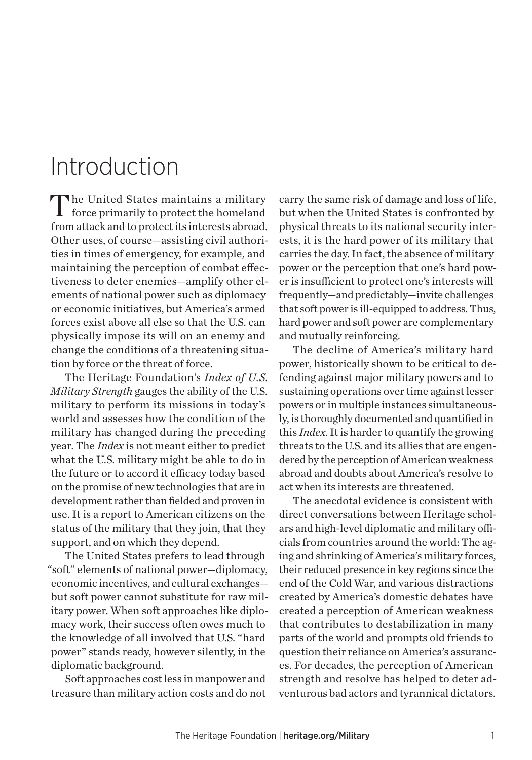# Introduction

The United States maintains a military force primarily to protect the homeland from attack and to protect its interests abroad. Other uses, of course—assisting civil authorities in times of emergency, for example, and maintaining the perception of combat effectiveness to deter enemies—amplify other elements of national power such as diplomacy or economic initiatives, but America's armed forces exist above all else so that the U.S. can physically impose its will on an enemy and change the conditions of a threatening situation by force or the threat of force.

The Heritage Foundation's *Index of U.S. Military Strength* gauges the ability of the U.S. military to perform its missions in today's world and assesses how the condition of the military has changed during the preceding year. The *Index* is not meant either to predict what the U.S. military might be able to do in the future or to accord it efficacy today based on the promise of new technologies that are in development rather than fielded and proven in use. It is a report to American citizens on the status of the military that they join, that they support, and on which they depend.

The United States prefers to lead through "soft" elements of national power—diplomacy, economic incentives, and cultural exchanges—but soft power cannot substitute for raw military power. When soft approaches like diplomacy work, their success often owes much to the knowledge of all involved that U.S. "hard power" stands ready, however silently, in the diplomatic background.

Soft approaches cost less in manpower and treasure than military action costs and do not carry the same risk of damage and loss of life, but when the United States is confronted by physical threats to its national security interests, it is the hard power of its military that carries the day. In fact, the absence of military power or the perception that one's hard power is insufficient to protect one's interests will frequently—and predictably—invite challenges that soft power is ill-equipped to address. Thus, hard power and soft power are complementary and mutually reinforcing.

The decline of America's military hard power, historically shown to be critical to defending against major military powers and to sustaining operations over time against lesser powers or in multiple instances simultaneously, is thoroughly documented and quantified in this *Index*. It is harder to quantify the growing threats to the U.S. and its allies that are engendered by the perception of American weakness abroad and doubts about America's resolve to act when its interests are threatened.

The anecdotal evidence is consistent with direct conversations between Heritage scholars and high-level diplomatic and military officials from countries around the world: The aging and shrinking of America's military forces, their reduced presence in key regions since the end of the Cold War, and various distractions created by America's domestic debates have created a perception of American weakness that contributes to destabilization in many parts of the world and prompts old friends to question their reliance on America's assurances. For decades, the perception of American strength and resolve has helped to deter adventurous bad actors and tyrannical dictators.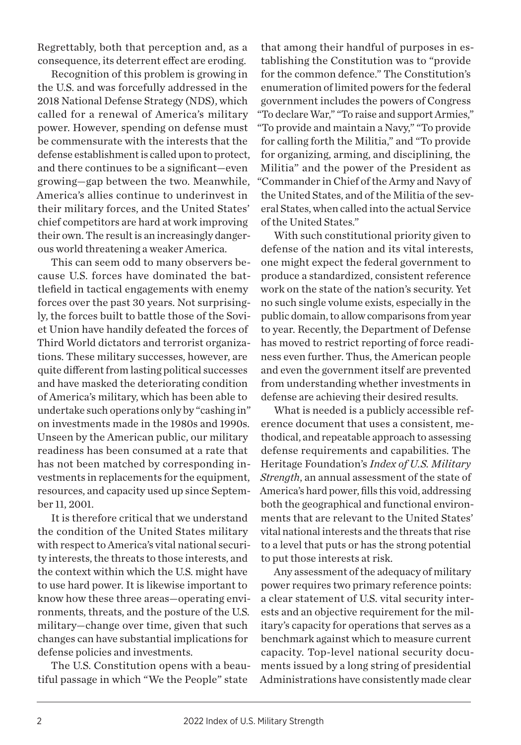Regrettably, both that perception and, as a consequence, its deterrent effect are eroding.

Recognition of this problem is growing in the U.S. and was forcefully addressed in the 2018 National Defense Strategy (NDS), which called for a renewal of America's military power. However, spending on defense must be commensurate with the interests that the defense establishment is called upon to protect, and there continues to be a significant—even growing—gap between the two. Meanwhile, America's allies continue to underinvest in their military forces, and the United States' chief competitors are hard at work improving their own. The result is an increasingly dangerous world threatening a weaker America.

This can seem odd to many observers because U.S. forces have dominated the battlefield in tactical engagements with enemy forces over the past 30 years. Not surprisingly, the forces built to battle those of the Soviet Union have handily defeated the forces of Third World dictators and terrorist organizations. These military successes, however, are quite different from lasting political successes and have masked the deteriorating condition of America's military, which has been able to undertake such operations only by "cashing in" on investments made in the 1980s and 1990s. Unseen by the American public, our military readiness has been consumed at a rate that has not been matched by corresponding investments in replacements for the equipment, resources, and capacity used up since September 11, 2001.

It is therefore critical that we understand the condition of the United States military with respect to America's vital national security interests, the threats to those interests, and the context within which the U.S. might have to use hard power. It is likewise important to know how these three areas—operating environments, threats, and the posture of the U.S. military—change over time, given that such changes can have substantial implications for defense policies and investments.

The U.S. Constitution opens with a beautiful passage in which "We the People" state that among their handful of purposes in establishing the Constitution was to "provide for the common defence." The Constitution's enumeration of limited powers for the federal government includes the powers of Congress "To declare War," "To raise and support Armies," "To provide and maintain a Navy," "To provide for calling forth the Militia," and "To provide for organizing, arming, and disciplining, the Militia" and the power of the President as "Commander in Chief of the Army and Navy of the United States, and of the Militia of the several States, when called into the actual Service of the United States."

With such constitutional priority given to defense of the nation and its vital interests, one might expect the federal government to produce a standardized, consistent reference work on the state of the nation's security. Yet no such single volume exists, especially in the public domain, to allow comparisons from year to year. Recently, the Department of Defense has moved to restrict reporting of force readiness even further. Thus, the American people and even the government itself are prevented from understanding whether investments in defense are achieving their desired results.

What is needed is a publicly accessible reference document that uses a consistent, methodical, and repeatable approach to assessing defense requirements and capabilities. The Heritage Foundation's *Index of U.S. Military Strength*, an annual assessment of the state of America's hard power, fills this void, addressing both the geographical and functional environments that are relevant to the United States' vital national interests and the threats that rise to a level that puts or has the strong potential to put those interests at risk.

Any assessment of the adequacy of military power requires two primary reference points: a clear statement of U.S. vital security interests and an objective requirement for the military's capacity for operations that serves as a benchmark against which to measure current capacity. Top-level national security documents issued by a long string of presidential Administrations have consistently made clear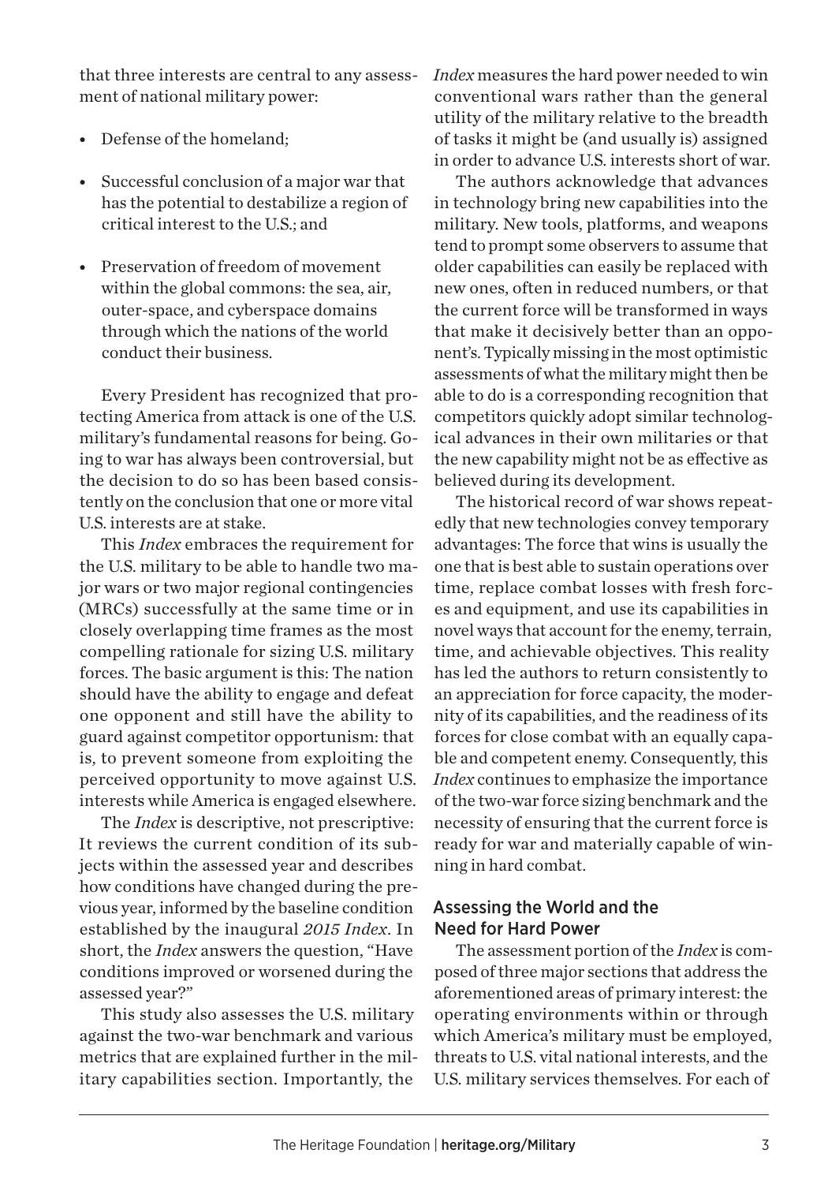that three interests are central to any assessment of national military power:

- Defense of the homeland;
- Successful conclusion of a major war that has the potential to destabilize a region of critical interest to the U.S.; and
- Preservation of freedom of movement within the global commons: the sea, air, outer-space, and cyberspace domains through which the nations of the world conduct their business.

Every President has recognized that protecting America from attack is one of the U.S. military's fundamental reasons for being. Going to war has always been controversial, but the decision to do so has been based consistently on the conclusion that one or more vital U.S. interests are at stake.

This *Index* embraces the requirement for the U.S. military to be able to handle two major wars or two major regional contingencies (MRCs) successfully at the same time or in closely overlapping time frames as the most compelling rationale for sizing U.S. military forces. The basic argument is this: The nation should have the ability to engage and defeat one opponent and still have the ability to guard against competitor opportunism: that is, to prevent someone from exploiting the perceived opportunity to move against U.S. interests while America is engaged elsewhere.

The *Index* is descriptive, not prescriptive: It reviews the current condition of its subjects within the assessed year and describes how conditions have changed during the previous year, informed by the baseline condition established by the inaugural *2015 Index*. In short, the *Index* answers the question, "Have conditions improved or worsened during the assessed year?"

This study also assesses the U.S. military against the two-war benchmark and various metrics that are explained further in the military capabilities section. Importantly, the *Index* measures the hard power needed to win conventional wars rather than the general utility of the military relative to the breadth of tasks it might be (and usually is) assigned in order to advance U.S. interests short of war.

The authors acknowledge that advances in technology bring new capabilities into the military. New tools, platforms, and weapons tend to prompt some observers to assume that older capabilities can easily be replaced with new ones, often in reduced numbers, or that the current force will be transformed in ways that make it decisively better than an opponent's. Typically missing in the most optimistic assessments of what the military might then be able to do is a corresponding recognition that competitors quickly adopt similar technological advances in their own militaries or that the new capability might not be as effective as believed during its development.

The historical record of war shows repeatedly that new technologies convey temporary advantages: The force that wins is usually the one that is best able to sustain operations over time, replace combat losses with fresh forces and equipment, and use its capabilities in novel ways that account for the enemy, terrain, time, and achievable objectives. This reality has led the authors to return consistently to an appreciation for force capacity, the modernity of its capabilities, and the readiness of its forces for close combat with an equally capable and competent enemy. Consequently, this *Index* continues to emphasize the importance of the two-war force sizing benchmark and the necessity of ensuring that the current force is ready for war and materially capable of winning in hard combat.

## Assessing the World and the Need for Hard Power

The assessment portion of the *Index* is composed of three major sections that address the aforementioned areas of primary interest: the operating environments within or through which America's military must be employed, threats to U.S. vital national interests, and the U.S. military services themselves. For each of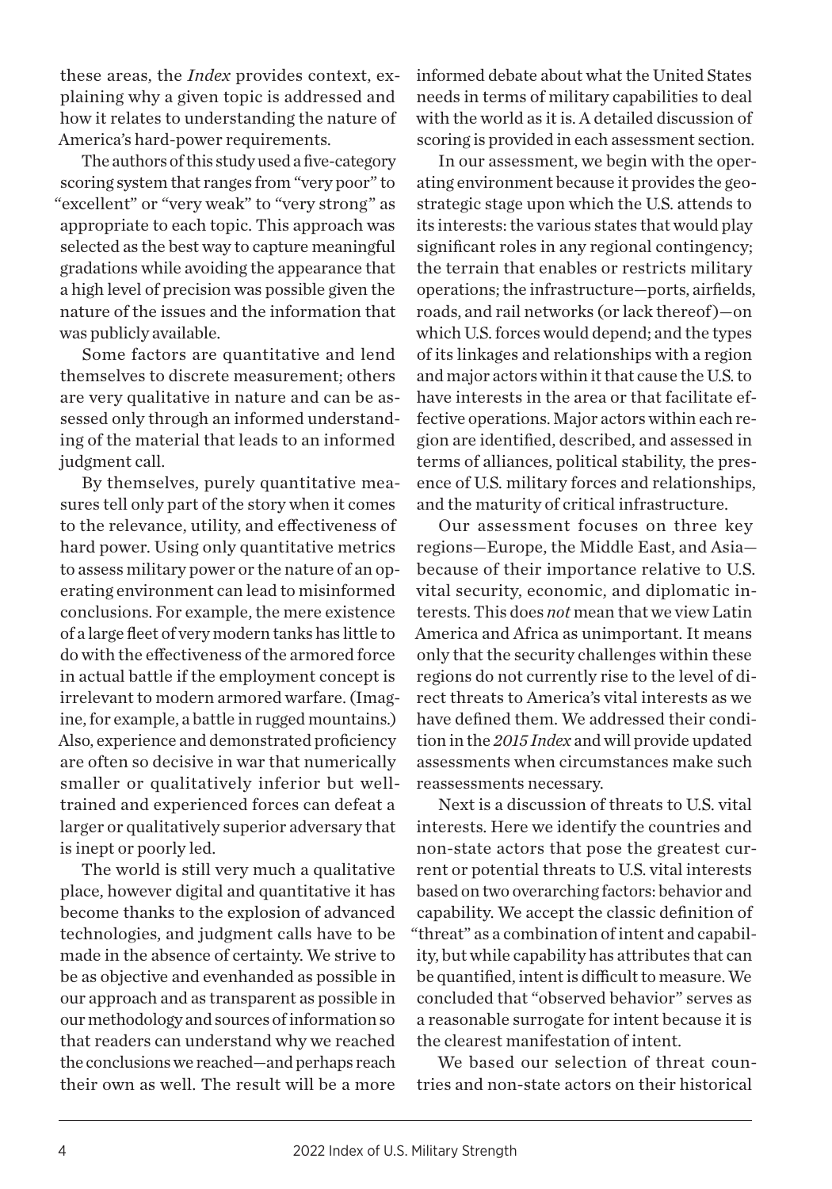these areas, the *Index* provides context, explaining why a given topic is addressed and how it relates to understanding the nature of America's hard-power requirements.

The authors of this study used a five-category scoring system that ranges from "very poor" to "excellent" or "very weak" to "very strong" as appropriate to each topic. This approach was selected as the best way to capture meaningful gradations while avoiding the appearance that a high level of precision was possible given the nature of the issues and the information that was publicly available.

Some factors are quantitative and lend themselves to discrete measurement; others are very qualitative in nature and can be assessed only through an informed understanding of the material that leads to an informed judgment call.

By themselves, purely quantitative measures tell only part of the story when it comes to the relevance, utility, and effectiveness of hard power. Using only quantitative metrics to assess military power or the nature of an operating environment can lead to misinformed conclusions. For example, the mere existence of a large fleet of very modern tanks has little to do with the effectiveness of the armored force in actual battle if the employment concept is irrelevant to modern armored warfare. (Imagine, for example, a battle in rugged mountains.) Also, experience and demonstrated proficiency are often so decisive in war that numerically smaller or qualitatively inferior but well-trained and experienced forces can defeat a larger or qualitatively superior adversary that is inept or poorly led.

The world is still very much a qualitative place, however digital and quantitative it has become thanks to the explosion of advanced technologies, and judgment calls have to be made in the absence of certainty. We strive to be as objective and evenhanded as possible in our approach and as transparent as possible in our methodology and sources of information so that readers can understand why we reached the conclusions we reached—and perhaps reach their own as well. The result will be a more informed debate about what the United States needs in terms of military capabilities to deal with the world as it is. A detailed discussion of scoring is provided in each assessment section.

In our assessment, we begin with the operating environment because it provides the geostrategic stage upon which the U.S. attends to its interests: the various states that would play significant roles in any regional contingency; the terrain that enables or restricts military operations; the infrastructure—ports, airfields, roads, and rail networks (or lack thereof)—on which U.S. forces would depend; and the types of its linkages and relationships with a region and major actors within it that cause the U.S. to have interests in the area or that facilitate effective operations. Major actors within each region are identified, described, and assessed in terms of alliances, political stability, the presence of U.S. military forces and relationships, and the maturity of critical infrastructure.

Our assessment focuses on three key regions—Europe, the Middle East, and Asia—because of their importance relative to U.S. vital security, economic, and diplomatic interests. This does *not* mean that we view Latin America and Africa as unimportant. It means only that the security challenges within these regions do not currently rise to the level of direct threats to America's vital interests as we have defined them. We addressed their condition in the *2015 Index* and will provide updated assessments when circumstances make such reassessments necessary.

Next is a discussion of threats to U.S. vital interests. Here we identify the countries and non-state actors that pose the greatest current or potential threats to U.S. vital interests based on two overarching factors: behavior and capability. We accept the classic definition of "threat" as a combination of intent and capability, but while capability has attributes that can be quantified, intent is difficult to measure. We concluded that "observed behavior" serves as a reasonable surrogate for intent because it is the clearest manifestation of intent.

We based our selection of threat countries and non-state actors on their historical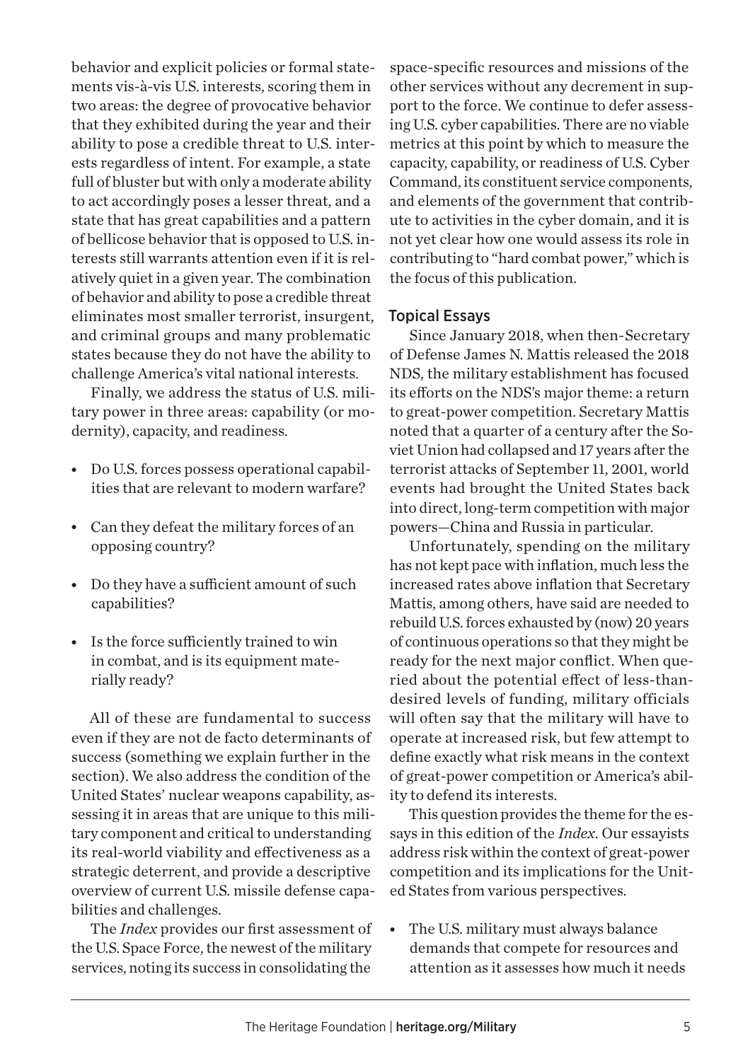behavior and explicit policies or formal statements vis-à-vis U.S. interests, scoring them in two areas: the degree of provocative behavior that they exhibited during the year and their ability to pose a credible threat to U.S. interests regardless of intent. For example, a state full of bluster but with only a moderate ability to act accordingly poses a lesser threat, and a state that has great capabilities and a pattern of bellicose behavior that is opposed to U.S. interests still warrants attention even if it is relatively quiet in a given year. The combination of behavior and ability to pose a credible threat eliminates most smaller terrorist, insurgent, and criminal groups and many problematic states because they do not have the ability to challenge America's vital national interests.

Finally, we address the status of U.S. military power in three areas: capability (or modernity), capacity, and readiness.

- Do U.S. forces possess operational capabilities that are relevant to modern warfare?
- Can they defeat the military forces of an opposing country?
- Do they have a sufficient amount of such capabilities?
- Is the force sufficiently trained to win in combat, and is its equipment materially ready?

All of these are fundamental to success even if they are not de facto determinants of success (something we explain further in the section). We also address the condition of the United States' nuclear weapons capability, assessing it in areas that are unique to this military component and critical to understanding its real-world viability and effectiveness as a strategic deterrent, and provide a descriptive overview of current U.S. missile defense capabilities and challenges.

The *Index* provides our first assessment of the U.S. Space Force, the newest of the military services, noting its success in consolidating the space-specific resources and missions of the other services without any decrement in support to the force. We continue to defer assessing U.S. cyber capabilities. There are no viable metrics at this point by which to measure the capacity, capability, or readiness of U.S. Cyber Command, its constituent service components, and elements of the government that contribute to activities in the cyber domain, and it is not yet clear how one would assess its role in contributing to "hard combat power," which is the focus of this publication.

## Topical Essays

Since January 2018, when then-Secretary of Defense James N. Mattis released the 2018 NDS, the military establishment has focused its efforts on the NDS's major theme: a return to great-power competition. Secretary Mattis noted that a quarter of a century after the Soviet Union had collapsed and 17 years after the terrorist attacks of September 11, 2001, world events had brought the United States back into direct, long-term competition with major powers—China and Russia in particular.

Unfortunately, spending on the military has not kept pace with inflation, much less the increased rates above inflation that Secretary Mattis, among others, have said are needed to rebuild U.S. forces exhausted by (now) 20 years of continuous operations so that they might be ready for the next major conflict. When queried about the potential effect of less-than-desired levels of funding, military officials will often say that the military will have to operate at increased risk, but few attempt to define exactly what risk means in the context of great-power competition or America's ability to defend its interests.

This question provides the theme for the essays in this edition of the *Index*. Our essayists address risk within the context of great-power competition and its implications for the United States from various perspectives.

- The U.S. military must always balance demands that compete for resources and attention as it assesses how much it needs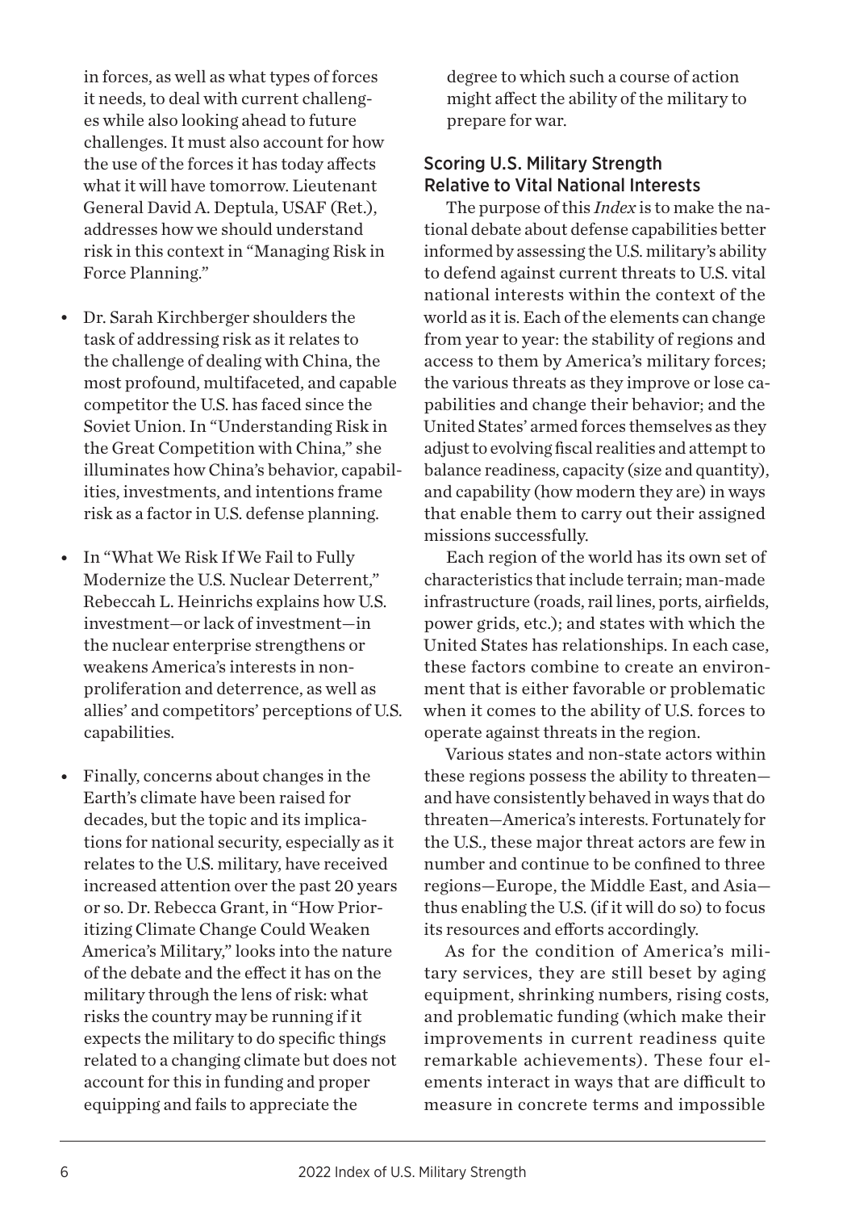in forces, as well as what types of forces it needs, to deal with current challenges while also looking ahead to future challenges. It must also account for how the use of the forces it has today affects what it will have tomorrow. Lieutenant General David A. Deptula, USAF (Ret.), addresses how we should understand risk in this context in "Managing Risk in Force Planning."

- Dr. Sarah Kirchberger shoulders the task of addressing risk as it relates to the challenge of dealing with China, the most profound, multifaceted, and capable competitor the U.S. has faced since the Soviet Union. In "Understanding Risk in the Great Competition with China," she illuminates how China's behavior, capabilities, investments, and intentions frame risk as a factor in U.S. defense planning.
- In "What We Risk If We Fail to Fully Modernize the U.S. Nuclear Deterrent," Rebeccah L. Heinrichs explains how U.S. investment—or lack of investment—in the nuclear enterprise strengthens or weakens America's interests in nonproliferation and deterrence, as well as allies' and competitors' perceptions of U.S. capabilities.
- Finally, concerns about changes in the Earth's climate have been raised for decades, but the topic and its implications for national security, especially as it relates to the U.S. military, have received increased attention over the past 20 years or so. Dr. Rebecca Grant, in "How Prioritizing Climate Change Could Weaken America's Military," looks into the nature of the debate and the effect it has on the military through the lens of risk: what risks the country may be running if it expects the military to do specific things related to a changing climate but does not account for this in funding and proper equipping and fails to appreciate the degree to which such a course of action might affect the ability of the military to prepare for war.

## Scoring U.S. Military Strength Relative to Vital National Interests

The purpose of this *Index* is to make the national debate about defense capabilities better informed by assessing the U.S. military's ability to defend against current threats to U.S. vital national interests within the context of the world as it is. Each of the elements can change from year to year: the stability of regions and access to them by America's military forces; the various threats as they improve or lose capabilities and change their behavior; and the United States' armed forces themselves as they adjust to evolving fiscal realities and attempt to balance readiness, capacity (size and quantity), and capability (how modern they are) in ways that enable them to carry out their assigned missions successfully.

Each region of the world has its own set of characteristics that include terrain; man-made infrastructure (roads, rail lines, ports, airfields, power grids, etc.); and states with which the United States has relationships. In each case, these factors combine to create an environment that is either favorable or problematic when it comes to the ability of U.S. forces to operate against threats in the region.

Various states and non-state actors within these regions possess the ability to threaten—and have consistently behaved in ways that do threaten—America's interests. Fortunately for the U.S., these major threat actors are few in number and continue to be confined to three regions—Europe, the Middle East, and Asia—thus enabling the U.S. (if it will do so) to focus its resources and efforts accordingly.

As for the condition of America's military services, they are still beset by aging equipment, shrinking numbers, rising costs, and problematic funding (which make their improvements in current readiness quite remarkable achievements). These four elements interact in ways that are difficult to measure in concrete terms and impossible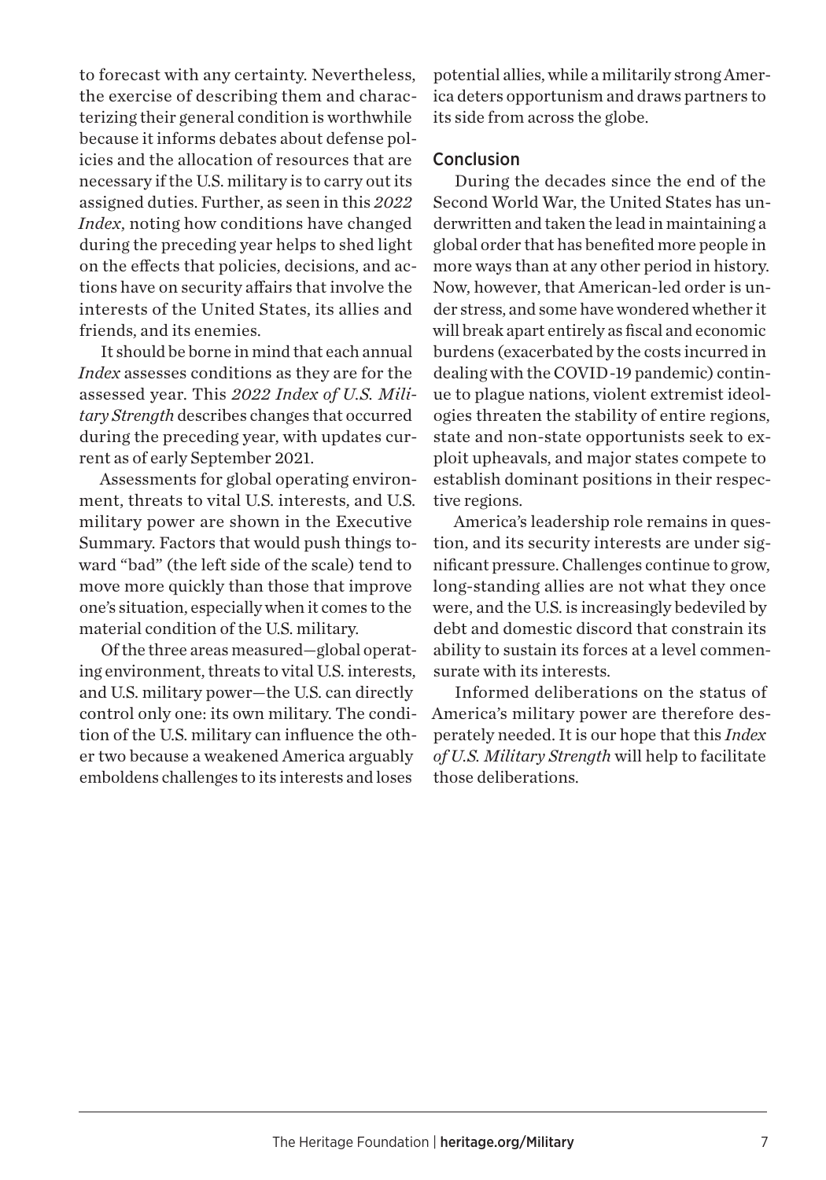to forecast with any certainty. Nevertheless, the exercise of describing them and characterizing their general condition is worthwhile because it informs debates about defense policies and the allocation of resources that are necessary if the U.S. military is to carry out its assigned duties. Further, as seen in this *2022 Index*, noting how conditions have changed during the preceding year helps to shed light on the effects that policies, decisions, and actions have on security affairs that involve the interests of the United States, its allies and friends, and its enemies.

It should be borne in mind that each annual *Index* assesses conditions as they are for the assessed year. This *2022 Index of U.S. Military Strength* describes changes that occurred during the preceding year, with updates current as of early September 2021.

Assessments for global operating environment, threats to vital U.S. interests, and U.S. military power are shown in the Executive Summary. Factors that would push things toward "bad" (the left side of the scale) tend to move more quickly than those that improve one's situation, especially when it comes to the material condition of the U.S. military.

Of the three areas measured—global operating environment, threats to vital U.S. interests, and U.S. military power—the U.S. can directly control only one: its own military. The condition of the U.S. military can influence the other two because a weakened America arguably emboldens challenges to its interests and loses potential allies, while a militarily strong America deters opportunism and draws partners to its side from across the globe.

## Conclusion

During the decades since the end of the Second World War, the United States has underwritten and taken the lead in maintaining a global order that has benefited more people in more ways than at any other period in history. Now, however, that American-led order is under stress, and some have wondered whether it will break apart entirely as fiscal and economic burdens (exacerbated by the costs incurred in dealing with the COVID-19 pandemic) continue to plague nations, violent extremist ideologies threaten the stability of entire regions, state and non-state opportunists seek to exploit upheavals, and major states compete to establish dominant positions in their respective regions.

America's leadership role remains in question, and its security interests are under significant pressure. Challenges continue to grow, long-standing allies are not what they once were, and the U.S. is increasingly bedeviled by debt and domestic discord that constrain its ability to sustain its forces at a level commensurate with its interests.

Informed deliberations on the status of America's military power are therefore desperately needed. It is our hope that this *Index of U.S. Military Strength* will help to facilitate those deliberations.